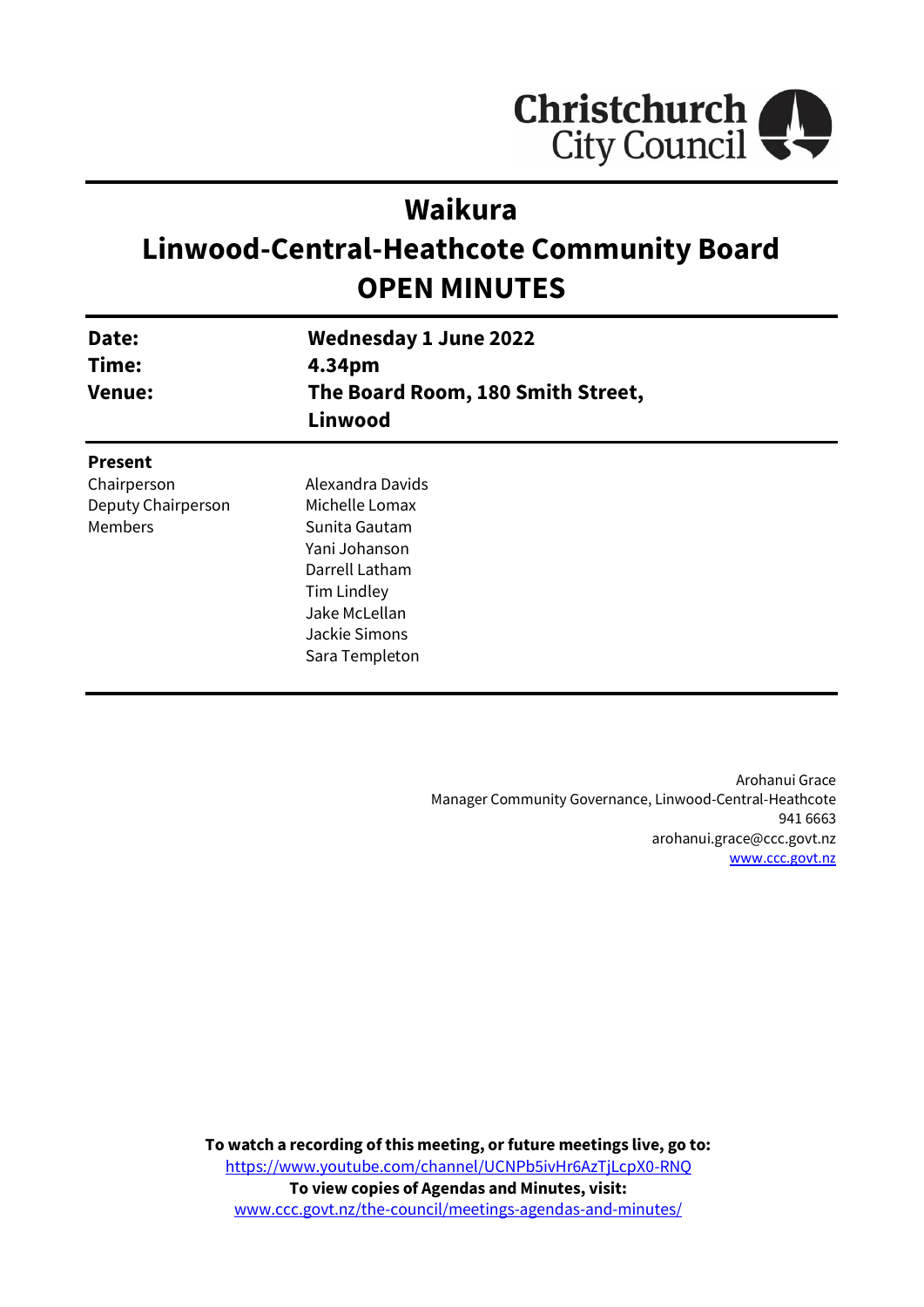# Waikura
# Linwood-Central-Heathcote Community Board
# OPEN MINUTES

| | |
|---|---|
| **Date:** | **Wednesday 1 June 2022** |
| **Time:** | **4.34pm** |
| **Venue:** | **The Board Room, 180 Smith Street, Linwood** |

**Present**

| | |
|---|---|
| Chairperson | Alexandra Davids |
| Deputy Chairperson | Michelle Lomax |
| Members | Sunita Gautam |
| | Yani Johanson |
| | Darrell Latham |
| | Tim Lindley |
| | Jake McLellan |
| | Jackie Simons |
| | Sara Templeton |

Arohanui Grace
Manager Community Governance, Linwood-Central-Heathcote
941 6663
arohanui.grace@ccc.govt.nz
www.ccc.govt.nz

**To watch a recording of this meeting, or future meetings live, go to:**
https://www.youtube.com/channel/UCNPb5ivHr6AzTjLcpX0-RNQ
**To view copies of Agendas and Minutes, visit:**
www.ccc.govt.nz/the-council/meetings-agendas-and-minutes/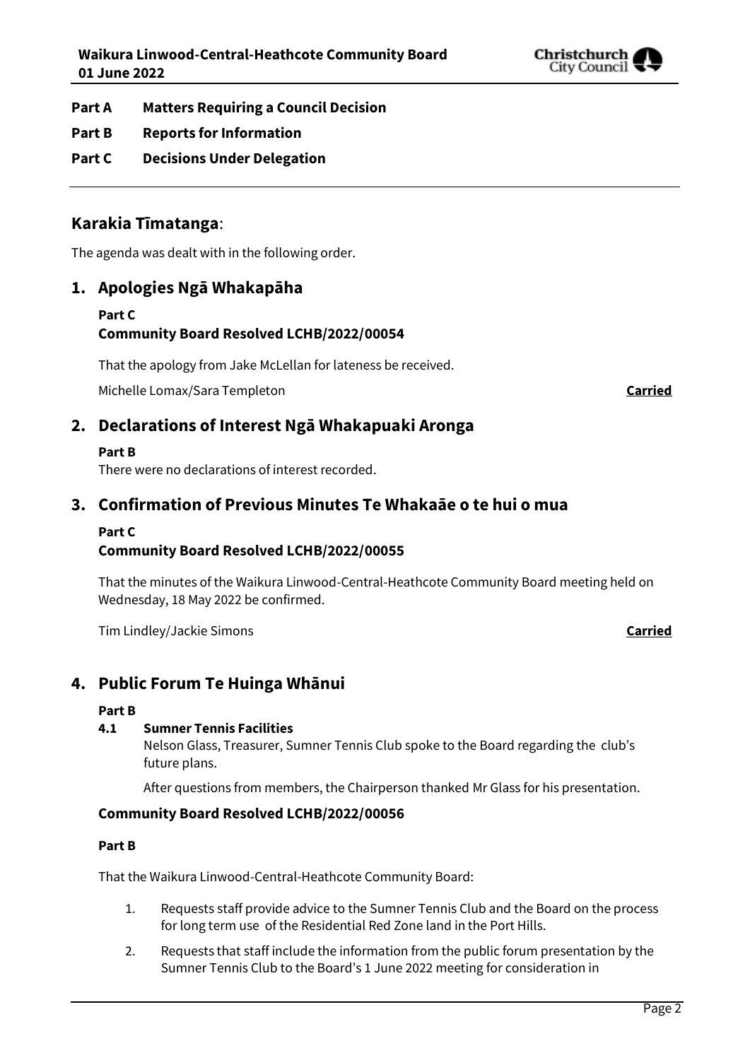**Part A Matters Requiring a Council Decision**

**Part B Reports for Information**

**Part C Decisions Under Delegation**

---

## Karakia Tīmatanga:

The agenda was dealt with in the following order.

## 1. Apologies Ngā Whakapāha

**Part C**
**Community Board Resolved LCHB/2022/00054**

That the apology from Jake McLellan for lateness be received.

Michelle Lomax/Sara Templeton **Carried**

## 2. Declarations of Interest Ngā Whakapuaki Aronga

**Part B**
There were no declarations of interest recorded.

## 3. Confirmation of Previous Minutes Te Whakaāe o te hui o mua

**Part C**
**Community Board Resolved LCHB/2022/00055**

That the minutes of the Waikura Linwood-Central-Heathcote Community Board meeting held on Wednesday, 18 May 2022 be confirmed.

Tim Lindley/Jackie Simons **Carried**

## 4. Public Forum Te Huinga Whānui

**Part B**

**4.1 Sumner Tennis Facilities**

Nelson Glass, Treasurer, Sumner Tennis Club spoke to the Board regarding the club's future plans.

After questions from members, the Chairperson thanked Mr Glass for his presentation.

**Community Board Resolved LCHB/2022/00056**

**Part B**

That the Waikura Linwood-Central-Heathcote Community Board:

1. Requests staff provide advice to the Sumner Tennis Club and the Board on the process for long term use of the Residential Red Zone land in the Port Hills.
2. Requests that staff include the information from the public forum presentation by the Sumner Tennis Club to the Board's 1 June 2022 meeting for consideration in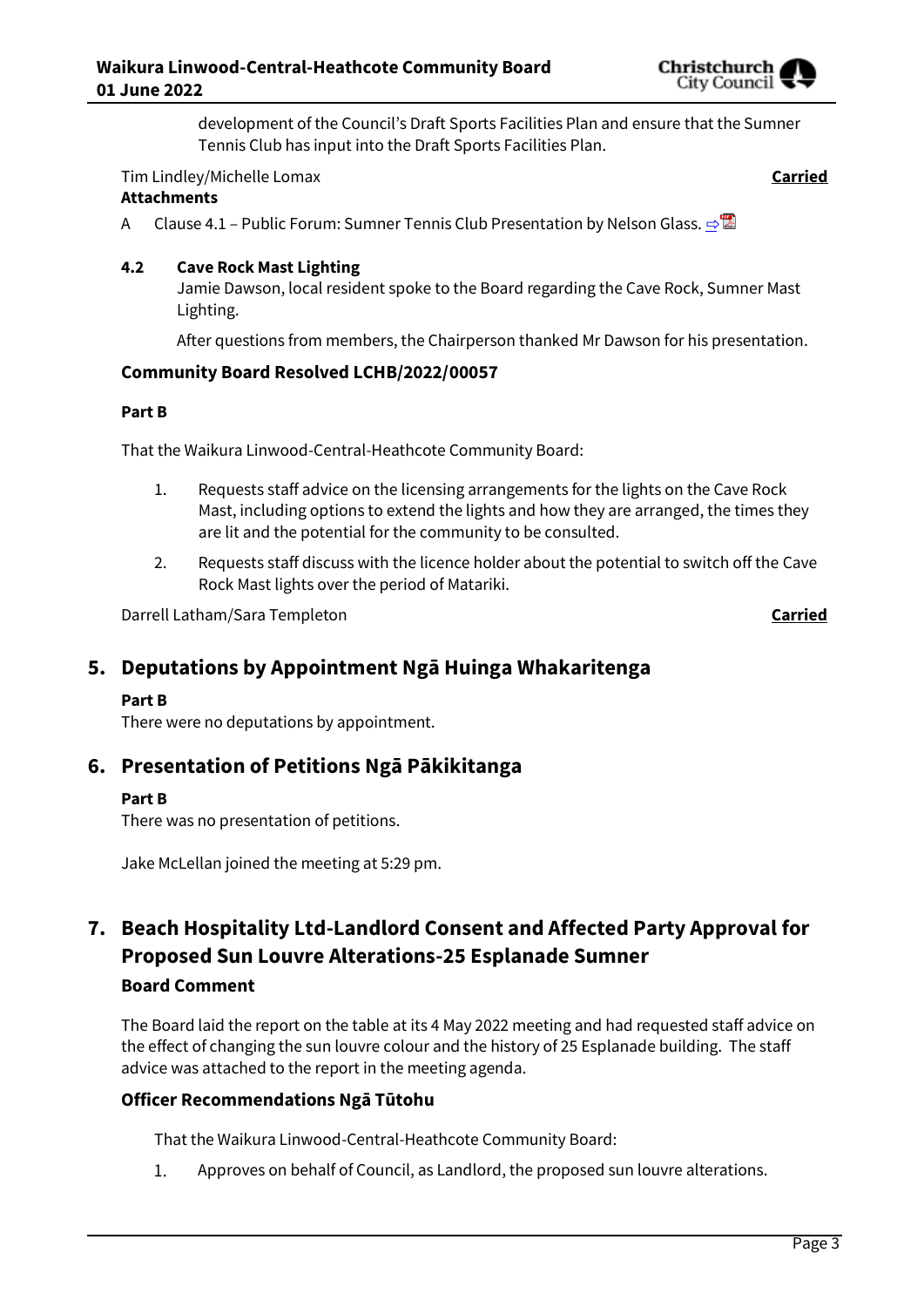development of the Council's Draft Sports Facilities Plan and ensure that the Sumner Tennis Club has input into the Draft Sports Facilities Plan.

Tim Lindley/Michelle Lomax **Carried**

**Attachments**

A Clause 4.1 – Public Forum: Sumner Tennis Club Presentation by Nelson Glass.

### 4.2 Cave Rock Mast Lighting

Jamie Dawson, local resident spoke to the Board regarding the Cave Rock, Sumner Mast Lighting.

After questions from members, the Chairperson thanked Mr Dawson for his presentation.

### Community Board Resolved LCHB/2022/00057

**Part B**

That the Waikura Linwood-Central-Heathcote Community Board:

1. Requests staff advice on the licensing arrangements for the lights on the Cave Rock Mast, including options to extend the lights and how they are arranged, the times they are lit and the potential for the community to be consulted.
2. Requests staff discuss with the licence holder about the potential to switch off the Cave Rock Mast lights over the period of Matariki.

Darrell Latham/Sara Templeton **Carried**

## 5. Deputations by Appointment Ngā Huinga Whakaritenga

**Part B**

There were no deputations by appointment.

## 6. Presentation of Petitions Ngā Pākikitanga

**Part B**

There was no presentation of petitions.

Jake McLellan joined the meeting at 5:29 pm.

## 7. Beach Hospitality Ltd-Landlord Consent and Affected Party Approval for Proposed Sun Louvre Alterations-25 Esplanade Sumner

### Board Comment

The Board laid the report on the table at its 4 May 2022 meeting and had requested staff advice on the effect of changing the sun louvre colour and the history of 25 Esplanade building. The staff advice was attached to the report in the meeting agenda.

### Officer Recommendations Ngā Tūtohu

That the Waikura Linwood-Central-Heathcote Community Board:

1. Approves on behalf of Council, as Landlord, the proposed sun louvre alterations.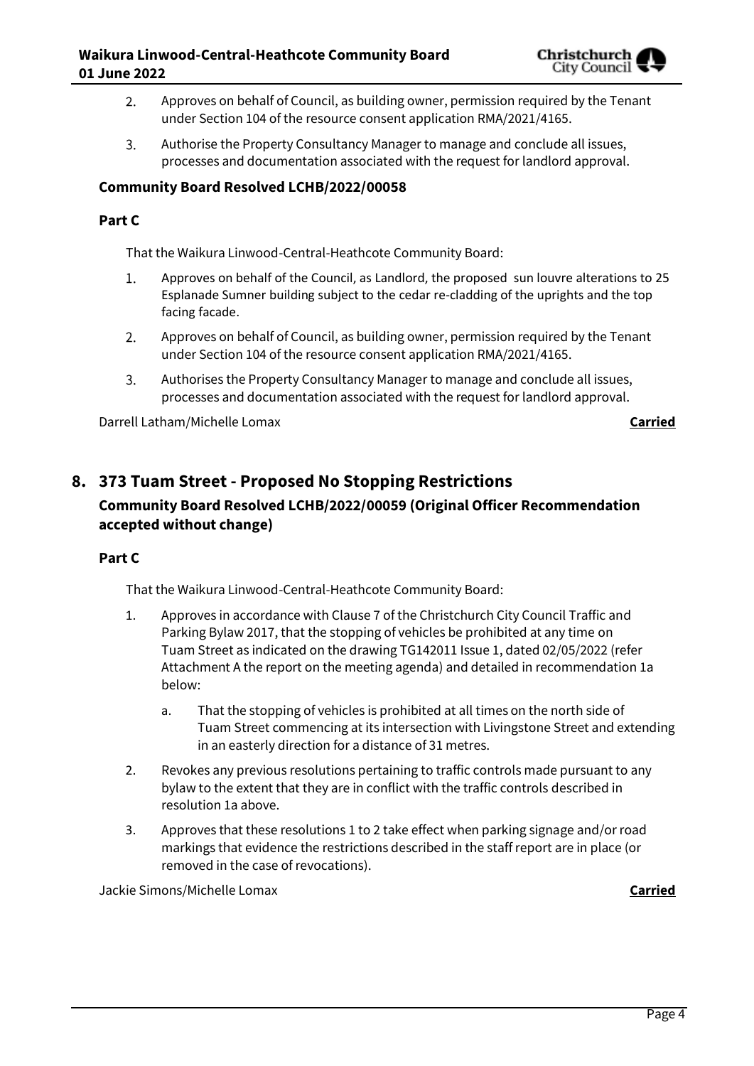2. Approves on behalf of Council, as building owner, permission required by the Tenant under Section 104 of the resource consent application RMA/2021/4165.
3. Authorise the Property Consultancy Manager to manage and conclude all issues, processes and documentation associated with the request for landlord approval.

**Community Board Resolved LCHB/2022/00058**

**Part C**

That the Waikura Linwood-Central-Heathcote Community Board:

1. Approves on behalf of the Council, as Landlord, the proposed sun louvre alterations to 25 Esplanade Sumner building subject to the cedar re-cladding of the uprights and the top facing facade.
2. Approves on behalf of Council, as building owner, permission required by the Tenant under Section 104 of the resource consent application RMA/2021/4165.
3. Authorises the Property Consultancy Manager to manage and conclude all issues, processes and documentation associated with the request for landlord approval.

Darrell Latham/Michelle Lomax **Carried**

## 8. 373 Tuam Street - Proposed No Stopping Restrictions

### Community Board Resolved LCHB/2022/00059 (Original Officer Recommendation accepted without change)

**Part C**

That the Waikura Linwood-Central-Heathcote Community Board:

1. Approves in accordance with Clause 7 of the Christchurch City Council Traffic and Parking Bylaw 2017, that the stopping of vehicles be prohibited at any time on Tuam Street as indicated on the drawing TG142011 Issue 1, dated 02/05/2022 (refer Attachment A the report on the meeting agenda) and detailed in recommendation 1a below:
   a. That the stopping of vehicles is prohibited at all times on the north side of Tuam Street commencing at its intersection with Livingstone Street and extending in an easterly direction for a distance of 31 metres.
2. Revokes any previous resolutions pertaining to traffic controls made pursuant to any bylaw to the extent that they are in conflict with the traffic controls described in resolution 1a above.
3. Approves that these resolutions 1 to 2 take effect when parking signage and/or road markings that evidence the restrictions described in the staff report are in place (or removed in the case of revocations).

Jackie Simons/Michelle Lomax **Carried**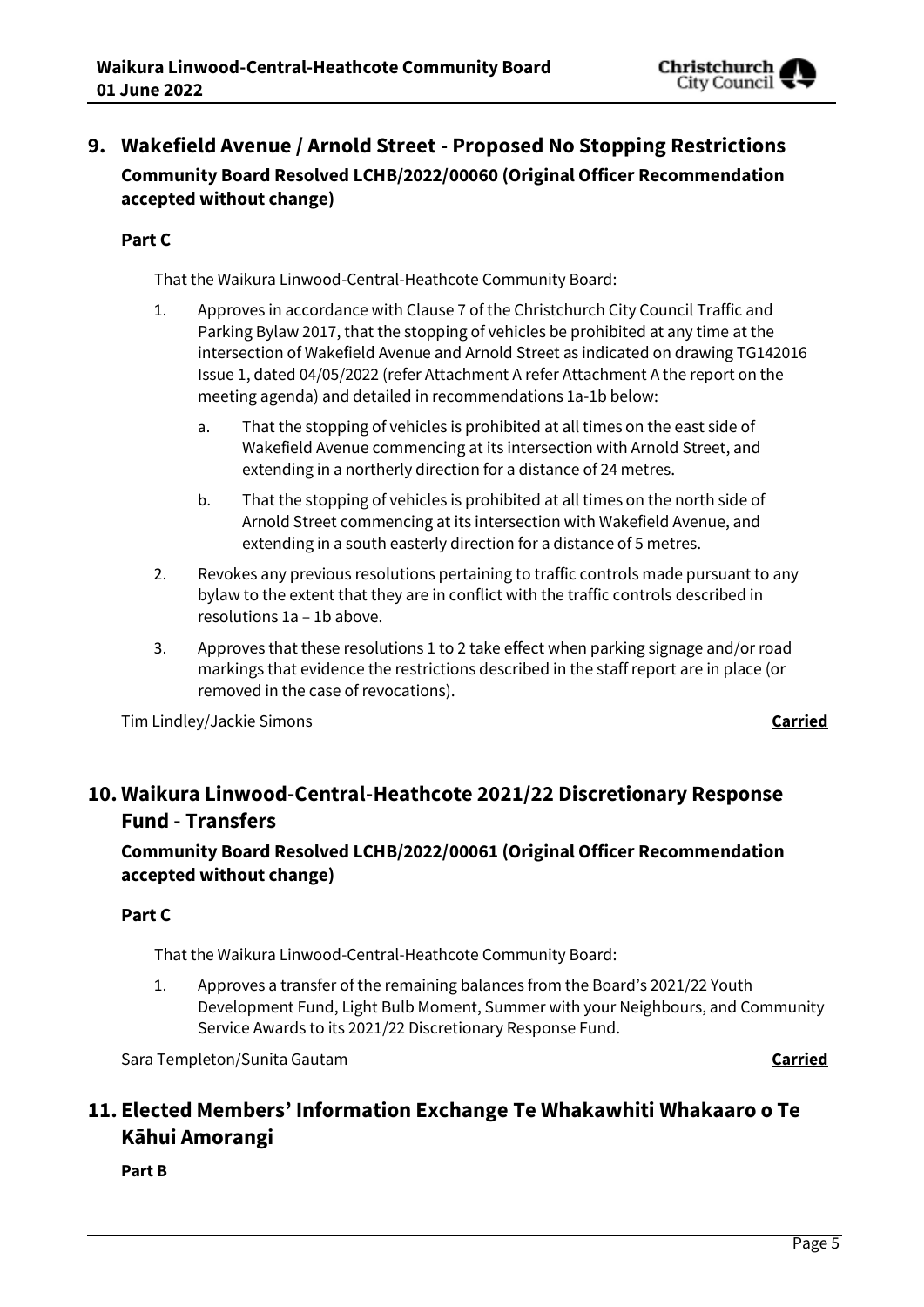## 9. Wakefield Avenue / Arnold Street - Proposed No Stopping Restrictions

**Community Board Resolved LCHB/2022/00060 (Original Officer Recommendation accepted without change)**

**Part C**

That the Waikura Linwood-Central-Heathcote Community Board:

1. Approves in accordance with Clause 7 of the Christchurch City Council Traffic and Parking Bylaw 2017, that the stopping of vehicles be prohibited at any time at the intersection of Wakefield Avenue and Arnold Street as indicated on drawing TG142016 Issue 1, dated 04/05/2022 (refer Attachment A refer Attachment A the report on the meeting agenda) and detailed in recommendations 1a-1b below:
    a. That the stopping of vehicles is prohibited at all times on the east side of Wakefield Avenue commencing at its intersection with Arnold Street, and extending in a northerly direction for a distance of 24 metres.
    b. That the stopping of vehicles is prohibited at all times on the north side of Arnold Street commencing at its intersection with Wakefield Avenue, and extending in a south easterly direction for a distance of 5 metres.
2. Revokes any previous resolutions pertaining to traffic controls made pursuant to any bylaw to the extent that they are in conflict with the traffic controls described in resolutions 1a – 1b above.
3. Approves that these resolutions 1 to 2 take effect when parking signage and/or road markings that evidence the restrictions described in the staff report are in place (or removed in the case of revocations).

Tim Lindley/Jackie Simons **Carried**

## 10. Waikura Linwood-Central-Heathcote 2021/22 Discretionary Response Fund - Transfers

**Community Board Resolved LCHB/2022/00061 (Original Officer Recommendation accepted without change)**

**Part C**

That the Waikura Linwood-Central-Heathcote Community Board:

1. Approves a transfer of the remaining balances from the Board's 2021/22 Youth Development Fund, Light Bulb Moment, Summer with your Neighbours, and Community Service Awards to its 2021/22 Discretionary Response Fund.

Sara Templeton/Sunita Gautam **Carried**

## 11. Elected Members' Information Exchange Te Whakawhiti Whakaaro o Te Kāhui Amorangi

**Part B**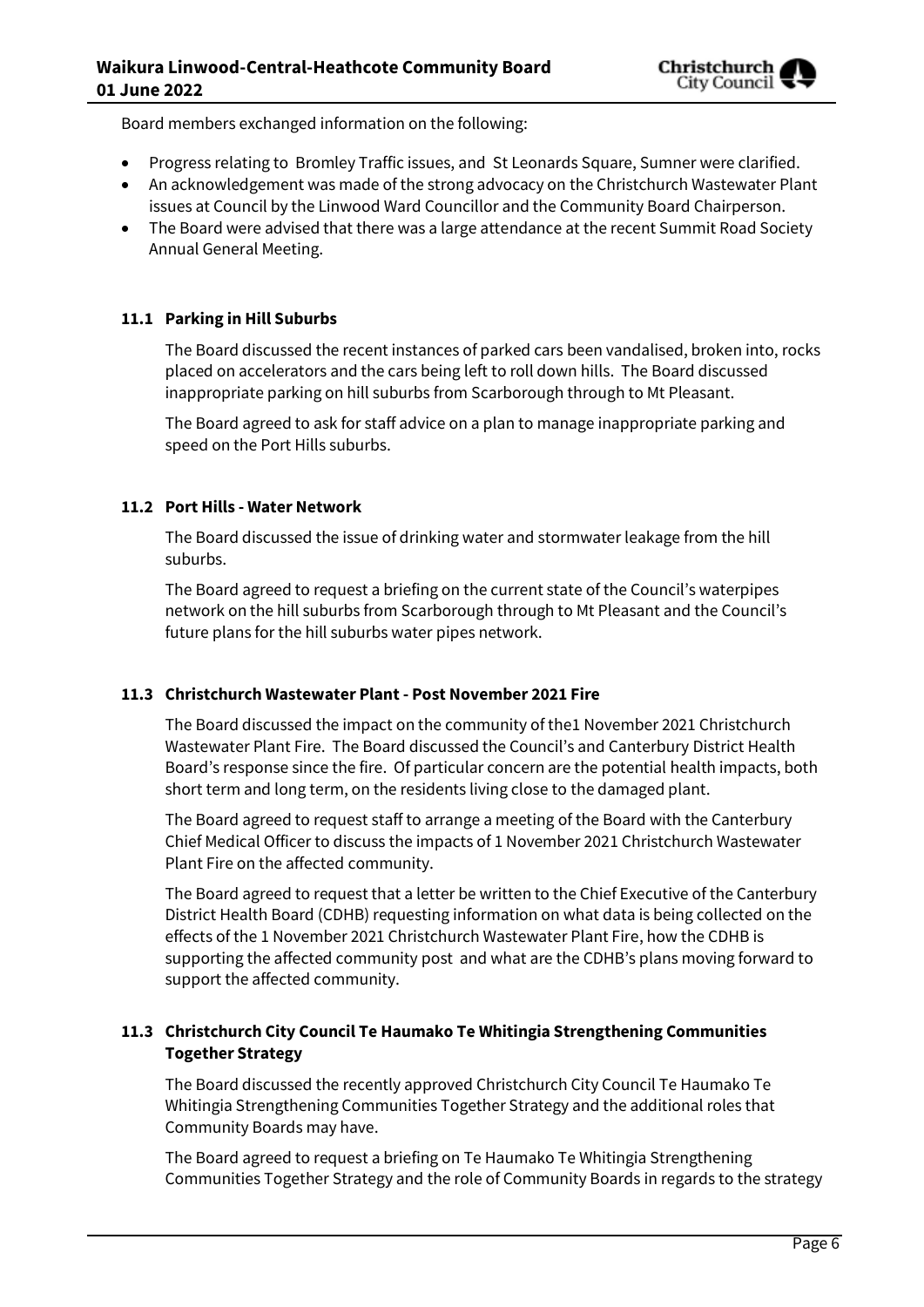Board members exchanged information on the following:

- Progress relating to Bromley Traffic issues, and St Leonards Square, Sumner were clarified.
- An acknowledgement was made of the strong advocacy on the Christchurch Wastewater Plant issues at Council by the Linwood Ward Councillor and the Community Board Chairperson.
- The Board were advised that there was a large attendance at the recent Summit Road Society Annual General Meeting.

### 11.1 Parking in Hill Suburbs

The Board discussed the recent instances of parked cars been vandalised, broken into, rocks placed on accelerators and the cars being left to roll down hills. The Board discussed inappropriate parking on hill suburbs from Scarborough through to Mt Pleasant.

The Board agreed to ask for staff advice on a plan to manage inappropriate parking and speed on the Port Hills suburbs.

### 11.2 Port Hills - Water Network

The Board discussed the issue of drinking water and stormwater leakage from the hill suburbs.

The Board agreed to request a briefing on the current state of the Council's waterpipes network on the hill suburbs from Scarborough through to Mt Pleasant and the Council's future plans for the hill suburbs water pipes network.

### 11.3 Christchurch Wastewater Plant - Post November 2021 Fire

The Board discussed the impact on the community of the1 November 2021 Christchurch Wastewater Plant Fire. The Board discussed the Council's and Canterbury District Health Board's response since the fire. Of particular concern are the potential health impacts, both short term and long term, on the residents living close to the damaged plant.

The Board agreed to request staff to arrange a meeting of the Board with the Canterbury Chief Medical Officer to discuss the impacts of 1 November 2021 Christchurch Wastewater Plant Fire on the affected community.

The Board agreed to request that a letter be written to the Chief Executive of the Canterbury District Health Board (CDHB) requesting information on what data is being collected on the effects of the 1 November 2021 Christchurch Wastewater Plant Fire, how the CDHB is supporting the affected community post and what are the CDHB's plans moving forward to support the affected community.

### 11.3 Christchurch City Council Te Haumako Te Whitingia Strengthening Communities Together Strategy

The Board discussed the recently approved Christchurch City Council Te Haumako Te Whitingia Strengthening Communities Together Strategy and the additional roles that Community Boards may have.

The Board agreed to request a briefing on Te Haumako Te Whitingia Strengthening Communities Together Strategy and the role of Community Boards in regards to the strategy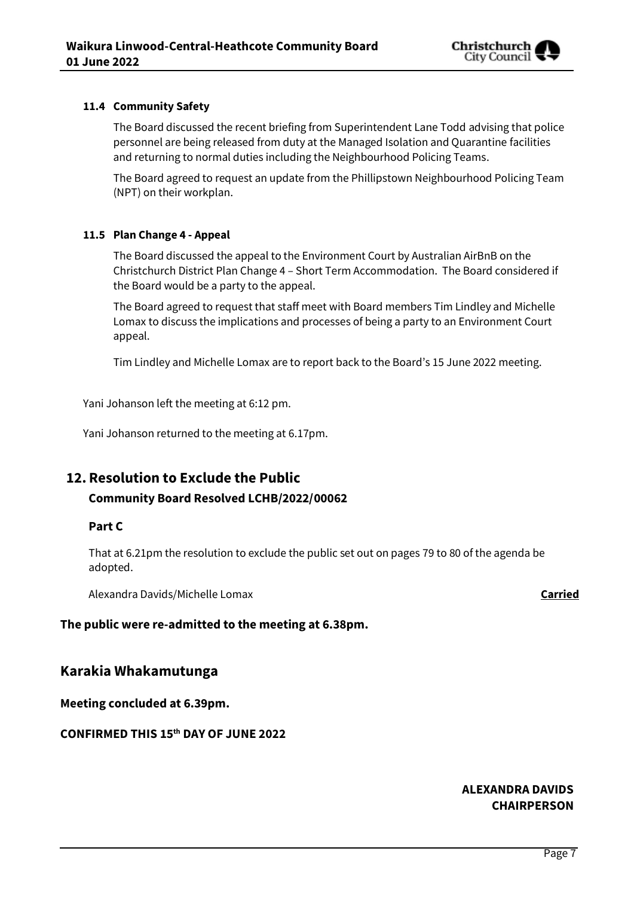### 11.4 Community Safety

The Board discussed the recent briefing from Superintendent Lane Todd advising that police personnel are being released from duty at the Managed Isolation and Quarantine facilities and returning to normal duties including the Neighbourhood Policing Teams.

The Board agreed to request an update from the Phillipstown Neighbourhood Policing Team (NPT) on their workplan.

### 11.5 Plan Change 4 - Appeal

The Board discussed the appeal to the Environment Court by Australian AirBnB on the Christchurch District Plan Change 4 – Short Term Accommodation. The Board considered if the Board would be a party to the appeal.

The Board agreed to request that staff meet with Board members Tim Lindley and Michelle Lomax to discuss the implications and processes of being a party to an Environment Court appeal.

Tim Lindley and Michelle Lomax are to report back to the Board's 15 June 2022 meeting.

Yani Johanson left the meeting at 6:12 pm.

Yani Johanson returned to the meeting at 6.17pm.

## 12. Resolution to Exclude the Public

### Community Board Resolved LCHB/2022/00062

**Part C**

That at 6.21pm the resolution to exclude the public set out on pages 79 to 80 of the agenda be adopted.

Alexandra Davids/Michelle Lomax **Carried**

**The public were re-admitted to the meeting at 6.38pm.**

## Karakia Whakamutunga

**Meeting concluded at 6.39pm.**

**CONFIRMED THIS 15th DAY OF JUNE 2022**

**ALEXANDRA DAVIDS**
**CHAIRPERSON**